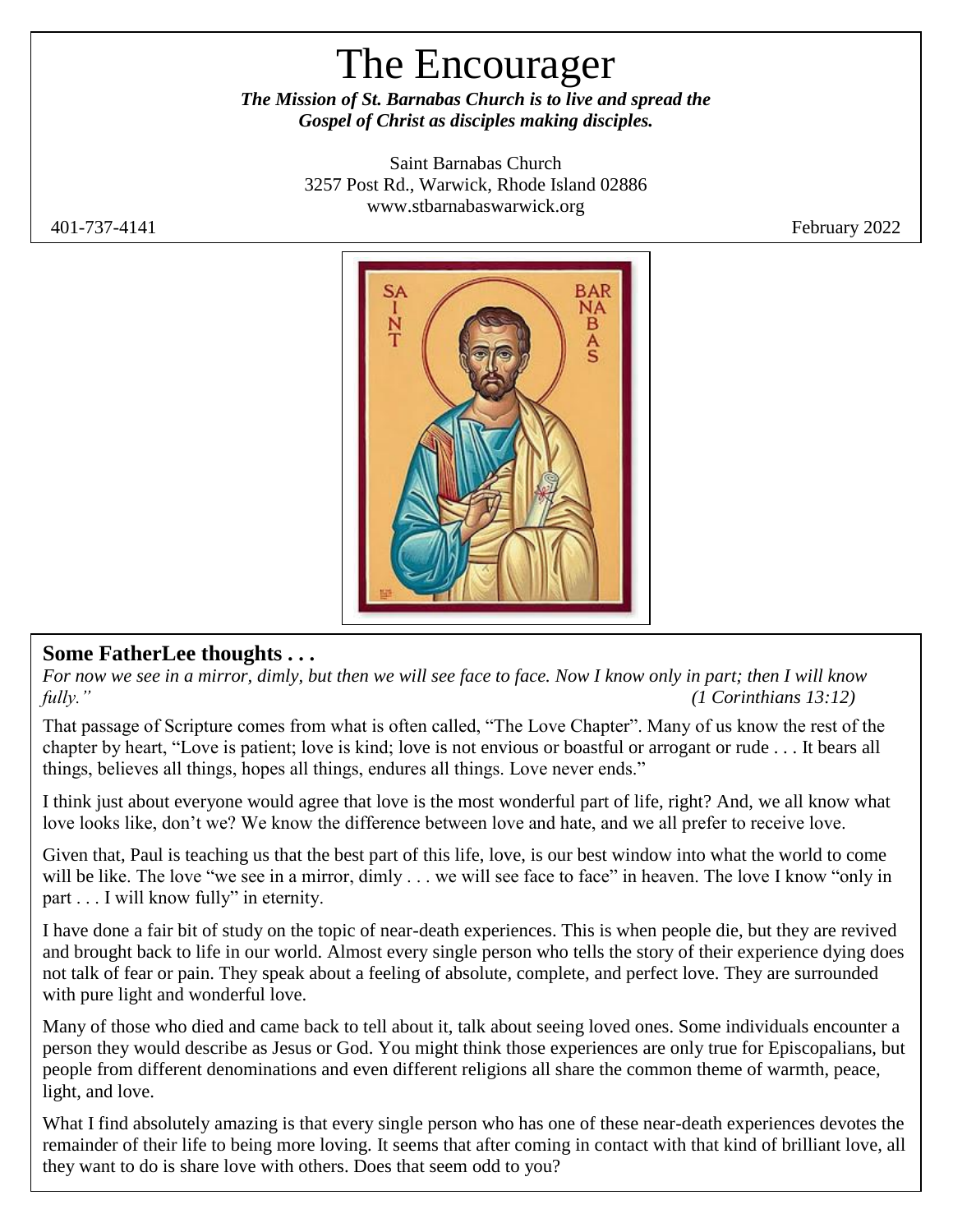# The Encourager

***The Mission of St. Barnabas Church is to live and spread the Gospel of Christ as disciples making disciples.***

Saint Barnabas Church
3257 Post Rd., Warwick, Rhode Island 02886
www.stbarnabaswarwick.org

401-737-4141 February 2022

## Some FatherLee thoughts . . .

*For now we see in a mirror, dimly, but then we will see face to face. Now I know only in part; then I will know fully." (1 Corinthians 13:12)*

That passage of Scripture comes from what is often called, "The Love Chapter". Many of us know the rest of the chapter by heart, "Love is patient; love is kind; love is not envious or boastful or arrogant or rude . . . It bears all things, believes all things, hopes all things, endures all things. Love never ends."

I think just about everyone would agree that love is the most wonderful part of life, right? And, we all know what love looks like, don't we? We know the difference between love and hate, and we all prefer to receive love.

Given that, Paul is teaching us that the best part of this life, love, is our best window into what the world to come will be like. The love "we see in a mirror, dimly . . . we will see face to face" in heaven. The love I know "only in part . . . I will know fully" in eternity.

I have done a fair bit of study on the topic of near-death experiences. This is when people die, but they are revived and brought back to life in our world. Almost every single person who tells the story of their experience dying does not talk of fear or pain. They speak about a feeling of absolute, complete, and perfect love. They are surrounded with pure light and wonderful love.

Many of those who died and came back to tell about it, talk about seeing loved ones. Some individuals encounter a person they would describe as Jesus or God. You might think those experiences are only true for Episcopalians, but people from different denominations and even different religions all share the common theme of warmth, peace, light, and love.

What I find absolutely amazing is that every single person who has one of these near-death experiences devotes the remainder of their life to being more loving. It seems that after coming in contact with that kind of brilliant love, all they want to do is share love with others. Does that seem odd to you?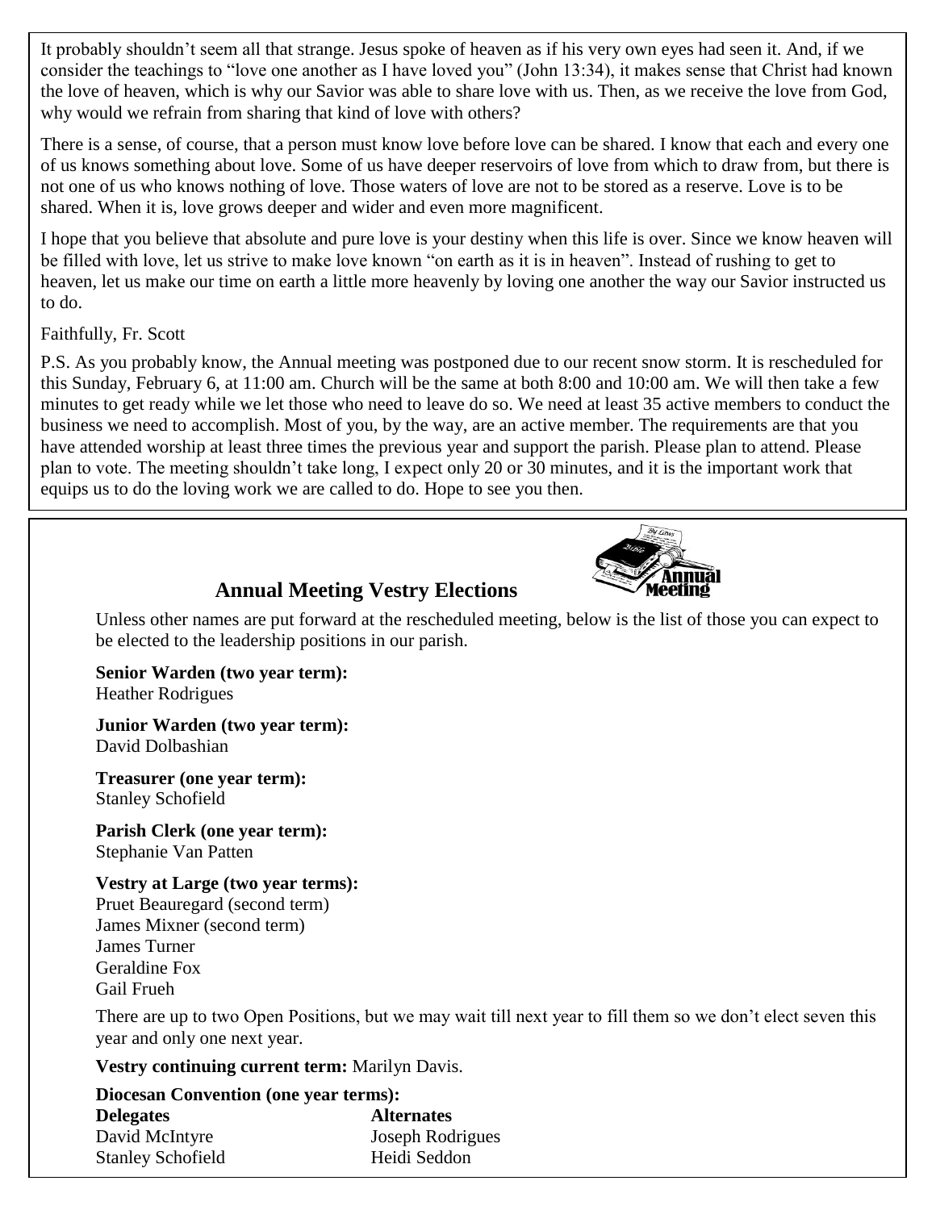It probably shouldn't seem all that strange. Jesus spoke of heaven as if his very own eyes had seen it. And, if we consider the teachings to "love one another as I have loved you" (John 13:34), it makes sense that Christ had known the love of heaven, which is why our Savior was able to share love with us. Then, as we receive the love from God, why would we refrain from sharing that kind of love with others?

There is a sense, of course, that a person must know love before love can be shared. I know that each and every one of us knows something about love. Some of us have deeper reservoirs of love from which to draw from, but there is not one of us who knows nothing of love. Those waters of love are not to be stored as a reserve. Love is to be shared. When it is, love grows deeper and wider and even more magnificent.

I hope that you believe that absolute and pure love is your destiny when this life is over. Since we know heaven will be filled with love, let us strive to make love known "on earth as it is in heaven". Instead of rushing to get to heaven, let us make our time on earth a little more heavenly by loving one another the way our Savior instructed us to do.

Faithfully, Fr. Scott

P.S. As you probably know, the Annual meeting was postponed due to our recent snow storm. It is rescheduled for this Sunday, February 6, at 11:00 am. Church will be the same at both 8:00 and 10:00 am. We will then take a few minutes to get ready while we let those who need to leave do so. We need at least 35 active members to conduct the business we need to accomplish. Most of you, by the way, are an active member. The requirements are that you have attended worship at least three times the previous year and support the parish. Please plan to attend. Please plan to vote. The meeting shouldn't take long, I expect only 20 or 30 minutes, and it is the important work that equips us to do the loving work we are called to do. Hope to see you then.

## Annual Meeting Vestry Elections

Unless other names are put forward at the rescheduled meeting, below is the list of those you can expect to be elected to the leadership positions in our parish.

**Senior Warden (two year term):**
Heather Rodrigues

**Junior Warden (two year term):**
David Dolbashian

**Treasurer (one year term):**
Stanley Schofield

**Parish Clerk (one year term):**
Stephanie Van Patten

**Vestry at Large (two year terms):**
Pruet Beauregard (second term)
James Mixner (second term)
James Turner
Geraldine Fox
Gail Frueh

There are up to two Open Positions, but we may wait till next year to fill them so we don't elect seven this year and only one next year.

**Vestry continuing current term:** Marilyn Davis.

**Diocesan Convention (one year terms):**

| **Delegates** | **Alternates** |
| --- | --- |
| David McIntyre | Joseph Rodrigues |
| Stanley Schofield | Heidi Seddon |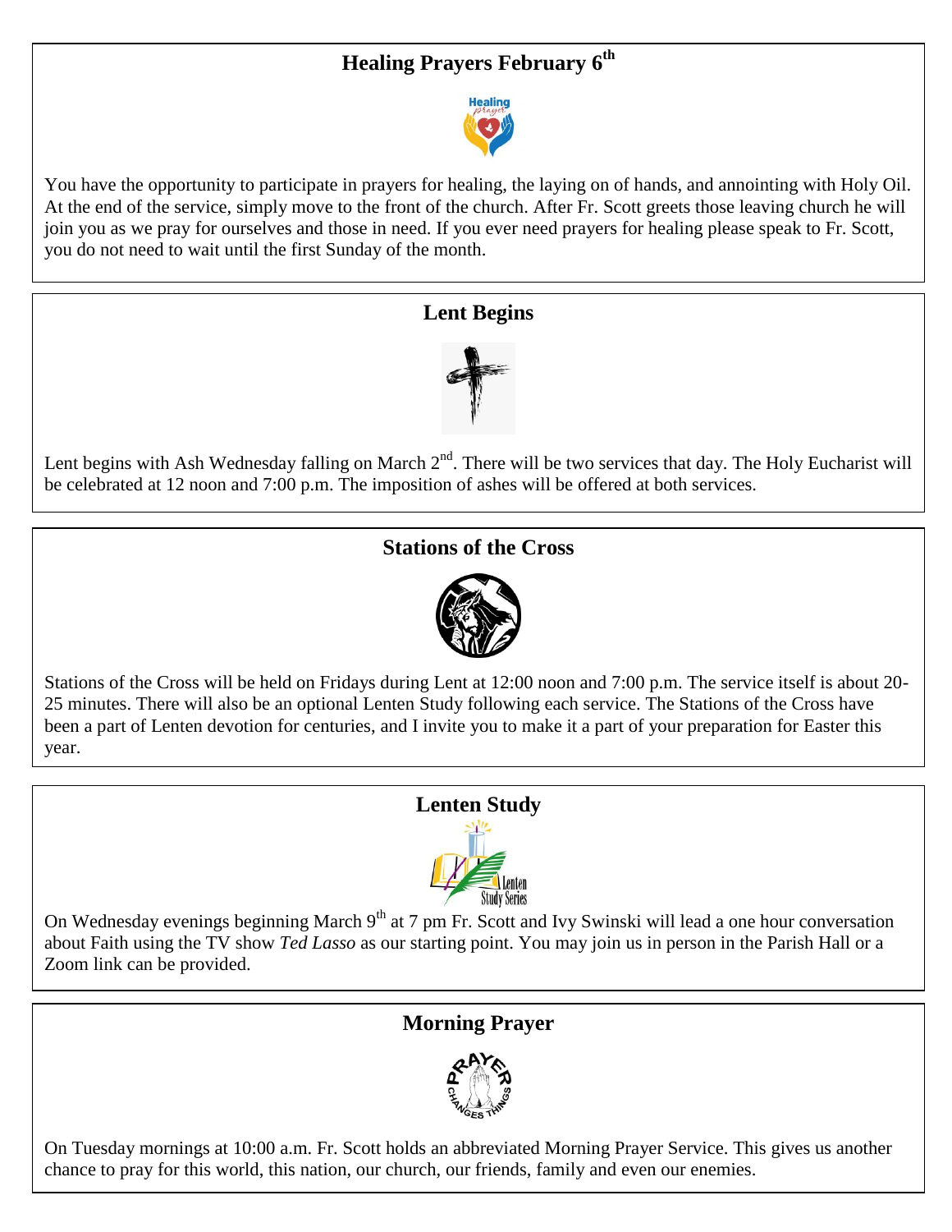## Healing Prayers February 6th

You have the opportunity to participate in prayers for healing, the laying on of hands, and annointing with Holy Oil. At the end of the service, simply move to the front of the church. After Fr. Scott greets those leaving church he will join you as we pray for ourselves and those in need. If you ever need prayers for healing please speak to Fr. Scott, you do not need to wait until the first Sunday of the month.

## Lent Begins

Lent begins with Ash Wednesday falling on March 2nd. There will be two services that day. The Holy Eucharist will be celebrated at 12 noon and 7:00 p.m. The imposition of ashes will be offered at both services.

## Stations of the Cross

Stations of the Cross will be held on Fridays during Lent at 12:00 noon and 7:00 p.m. The service itself is about 20-25 minutes. There will also be an optional Lenten Study following each service. The Stations of the Cross have been a part of Lenten devotion for centuries, and I invite you to make it a part of your preparation for Easter this year.

## Lenten Study

On Wednesday evenings beginning March 9th at 7 pm Fr. Scott and Ivy Swinski will lead a one hour conversation about Faith using the TV show *Ted Lasso* as our starting point. You may join us in person in the Parish Hall or a Zoom link can be provided.

## Morning Prayer

On Tuesday mornings at 10:00 a.m. Fr. Scott holds an abbreviated Morning Prayer Service. This gives us another chance to pray for this world, this nation, our church, our friends, family and even our enemies.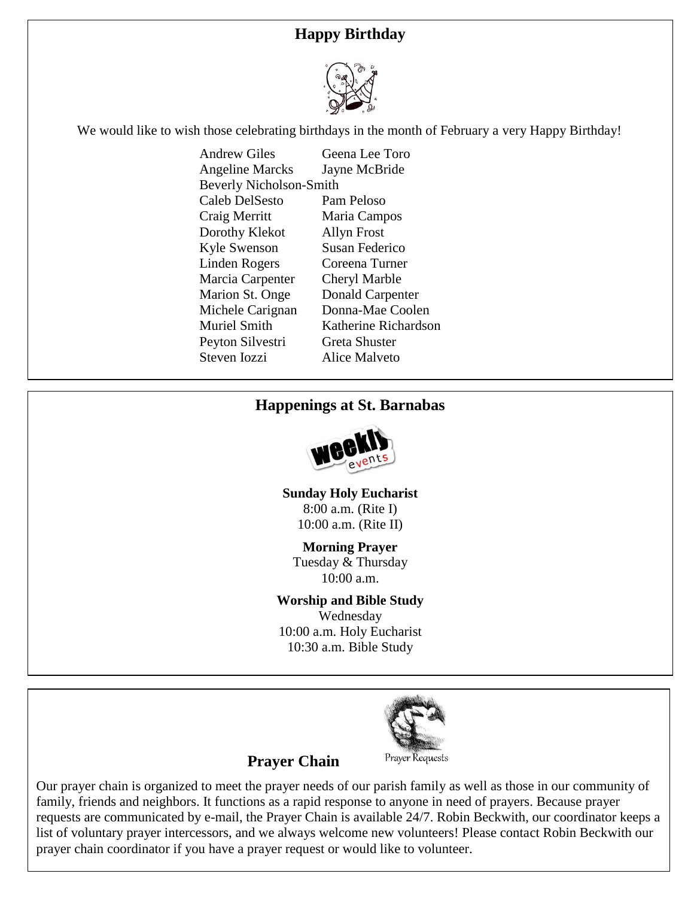## Happy Birthday

We would like to wish those celebrating birthdays in the month of February a very Happy Birthday!

Andrew Giles
Geena Lee Toro
Angeline Marcks
Jayne McBride
Beverly Nicholson-Smith
Caleb DelSesto
Pam Peloso
Craig Merritt
Maria Campos
Dorothy Klekot
Allyn Frost
Kyle Swenson
Susan Federico
Linden Rogers
Coreena Turner
Marcia Carpenter
Cheryl Marble
Marion St. Onge
Donald Carpenter
Michele Carignan
Donna-Mae Coolen
Muriel Smith
Katherine Richardson
Peyton Silvestri
Greta Shuster
Steven Iozzi
Alice Malveto

## Happenings at St. Barnabas

**Sunday Holy Eucharist**
8:00 a.m. (Rite I)
10:00 a.m. (Rite II)

**Morning Prayer**
Tuesday & Thursday
10:00 a.m.

**Worship and Bible Study**
Wednesday
10:00 a.m. Holy Eucharist
10:30 a.m. Bible Study

## Prayer Chain

Prayer Requests

Our prayer chain is organized to meet the prayer needs of our parish family as well as those in our community of family, friends and neighbors. It functions as a rapid response to anyone in need of prayers. Because prayer requests are communicated by e-mail, the Prayer Chain is available 24/7. Robin Beckwith, our coordinator keeps a list of voluntary prayer intercessors, and we always welcome new volunteers! Please contact Robin Beckwith our prayer chain coordinator if you have a prayer request or would like to volunteer.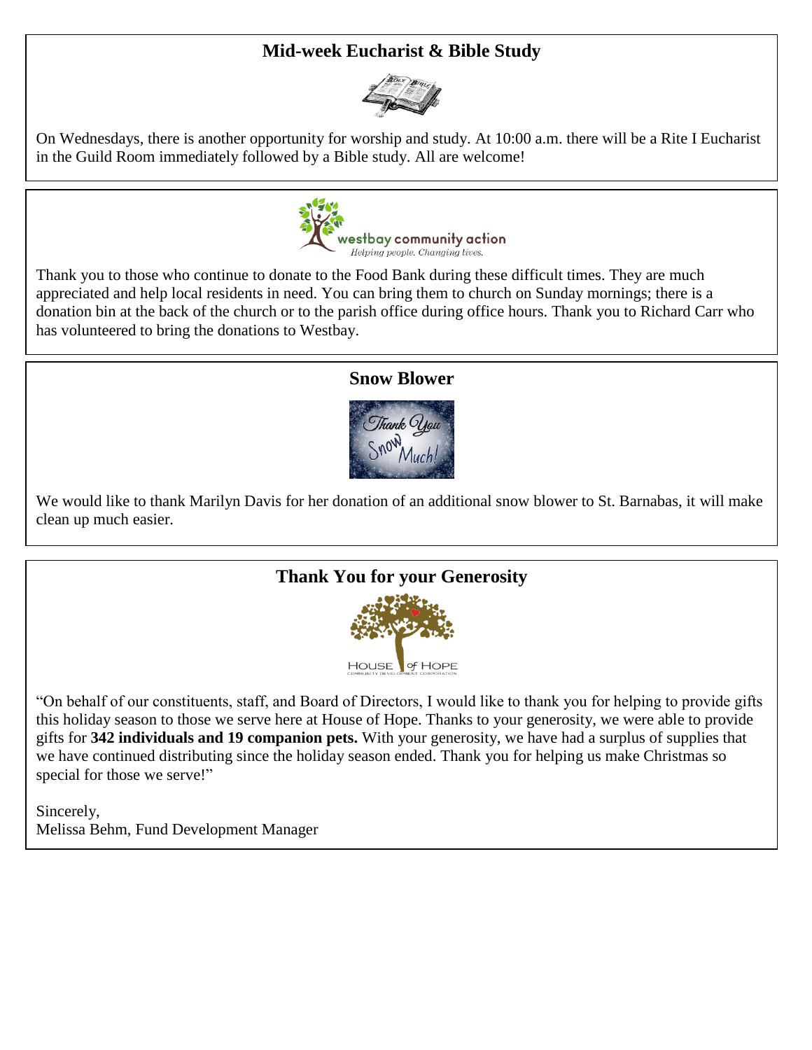## Mid-week Eucharist & Bible Study

On Wednesdays, there is another opportunity for worship and study. At 10:00 a.m. there will be a Rite I Eucharist in the Guild Room immediately followed by a Bible study. All are welcome!

westbay community action
*Helping people. Changing lives.*

Thank you to those who continue to donate to the Food Bank during these difficult times. They are much appreciated and help local residents in need. You can bring them to church on Sunday mornings; there is a donation bin at the back of the church or to the parish office during office hours. Thank you to Richard Carr who has volunteered to bring the donations to Westbay.

## Snow Blower

We would like to thank Marilyn Davis for her donation of an additional snow blower to St. Barnabas, it will make clean up much easier.

## Thank You for your Generosity

"On behalf of our constituents, staff, and Board of Directors, I would like to thank you for helping to provide gifts this holiday season to those we serve here at House of Hope. Thanks to your generosity, we were able to provide gifts for **342 individuals and 19 companion pets.** With your generosity, we have had a surplus of supplies that we have continued distributing since the holiday season ended. Thank you for helping us make Christmas so special for those we serve!"

Sincerely,
Melissa Behm, Fund Development Manager